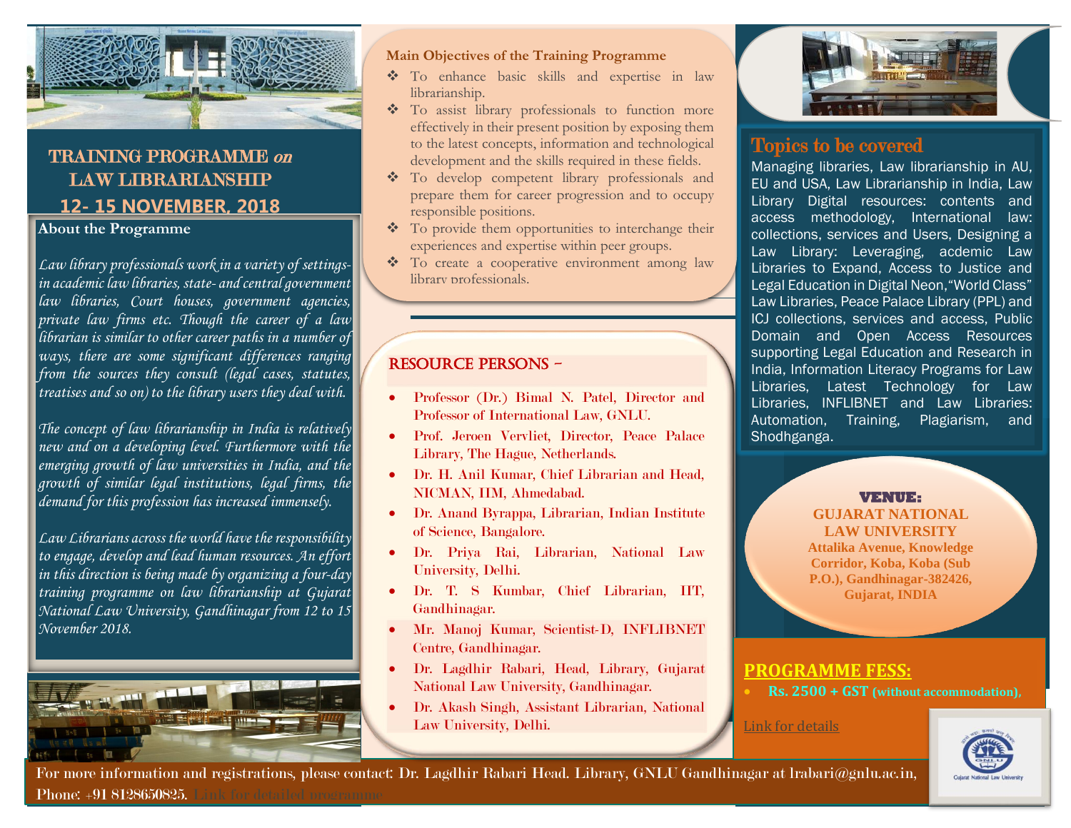# TRAINING PROGRAMME *on* LAW LIBRARIANSHIP

## 12- 15 NOVEMBER, 2018

### About the Programme

*Law library professionals work in a variety of settings- in academic law libraries, state- and central government law libraries, Court houses, government agencies, private law firms etc. Though the career of a law librarian is similar to other career paths in a number of ways, there are some significant differences ranging from the sources they consult (legal cases, statutes, treatises and so on) to the library users they deal with.*

*The concept of law librarianship in India is relatively new and on a developing level. Furthermore with the emerging growth of law universities in India, and the growth of similar legal institutions, legal firms, the demand for this profession has increased immensely.*

*Law Librarians across the world have the responsibility to engage, develop and lead human resources. An effort in this direction is being made by organizing a four-day training programme on law librarianship at Gujarat National Law University, Gandhinagar from 12 to 15 November 2018.*

### Main Objectives of the Training Programme

- To enhance basic skills and expertise in law librarianship.
- To assist library professionals to function more effectively in their present position by exposing them to the latest concepts, information and technological development and the skills required in these fields.
- To develop competent library professionals and prepare them for career progression and to occupy responsible positions.
- To provide them opportunities to interchange their experiences and expertise within peer groups.
- To create a cooperative environment among law library professionals.

### RESOURCE PERSONS –

- Professor (Dr.) Bimal N. Patel, Director and Professor of International Law, GNLU.
- Prof. Jeroen Vervliet, Director, Peace Palace Library, The Hague, Netherlands.
- Dr. H. Anil Kumar, Chief Librarian and Head, NICMAN, IIM, Ahmedabad.
- Dr. Anand Byrappa, Librarian, Indian Institute of Science, Bangalore.
- Dr. Priya Rai, Librarian, National Law University, Delhi.
- Dr. T. S Kumbar, Chief Librarian, IIT, Gandhinagar.
- Mr. Manoj Kumar, Scientist-D, INFLIBNET Centre, Gandhinagar.
- Dr. Lagdhir Rabari, Head, Library, Gujarat National Law University, Gandhinagar.
- Dr. Akash Singh, Assistant Librarian, National Law University, Delhi.

### Topics to be covered

Managing libraries, Law librarianship in AU, EU and USA, Law Librarianship in India, Law Library Digital resources: contents and access methodology, International law: collections, services and Users, Designing a Law Library: Leveraging, acdemic Law Libraries to Expand, Access to Justice and Legal Education in Digital Neon,"World Class" Law Libraries, Peace Palace Library (PPL) and ICJ collections, services and access, Public Domain and Open Access Resources supporting Legal Education and Research in India, Information Literacy Programs for Law Libraries, Latest Technology for Law Libraries, INFLIBNET and Law Libraries: Automation, Training, Plagiarism, and Shodhganga.

### VENUE:

**GUJARAT NATIONAL LAW UNIVERSITY**
**Attalika Avenue, Knowledge Corridor, Koba, Koba (Sub P.O.), Gandhinagar-382426, Gujarat, INDIA**

### PROGRAMME FESS:

- **Rs. 2500 + GST (without accommodation),**

Link for details

For more information and registrations, please contact: Dr. Lagdhir Rabari Head. Library, GNLU Gandhinagar at lrabari@gnlu.ac.in, Phone: +91 8128650825. Link for detailed programme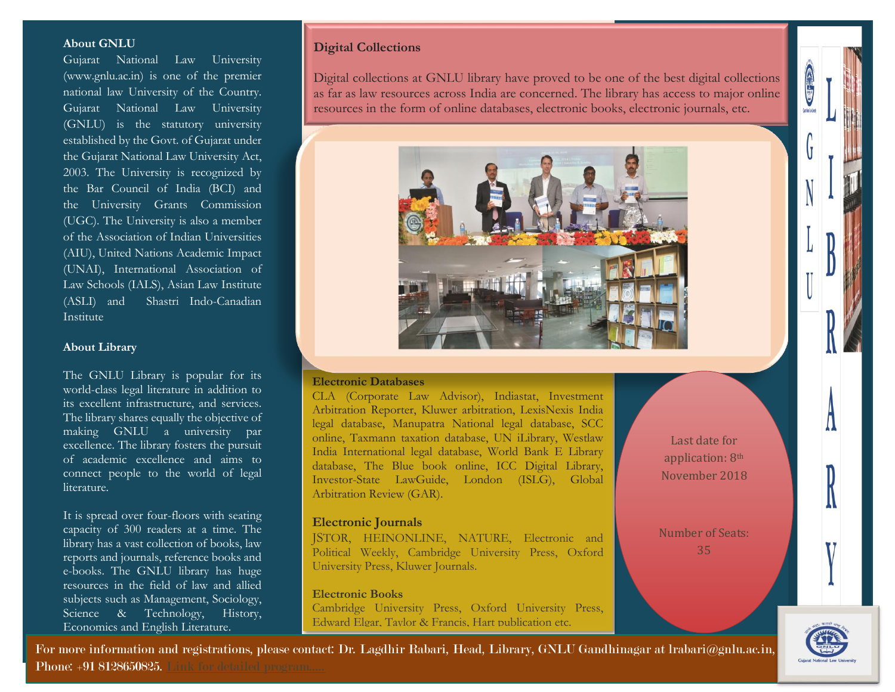## About GNLU

Gujarat National Law University (www.gnlu.ac.in) is one of the premier national law University of the Country. Gujarat National Law University (GNLU) is the statutory university established by the Govt. of Gujarat under the Gujarat National Law University Act, 2003. The University is recognized by the Bar Council of India (BCI) and the University Grants Commission (UGC). The University is also a member of the Association of Indian Universities (AIU), United Nations Academic Impact (UNAI), International Association of Law Schools (IALS), Asian Law Institute (ASLI) and Shastri Indo-Canadian Institute

## About Library

The GNLU Library is popular for its world-class legal literature in addition to its excellent infrastructure, and services. The library shares equally the objective of making GNLU a university par excellence. The library fosters the pursuit of academic excellence and aims to connect people to the world of legal literature.

It is spread over four-floors with seating capacity of 300 readers at a time. The library has a vast collection of books, law reports and journals, reference books and e-books. The GNLU library has huge resources in the field of law and allied subjects such as Management, Sociology, Science & Technology, History, Economics and English Literature.

## Digital Collections

Digital collections at GNLU library have proved to be one of the best digital collections as far as law resources across India are concerned. The library has access to major online resources in the form of online databases, electronic books, electronic journals, etc.

### Electronic Databases

CLA (Corporate Law Advisor), Indiastat, Investment Arbitration Reporter, Kluwer arbitration, LexisNexis India legal database, Manupatra National legal database, SCC online, Taxmann taxation database, UN iLibrary, Westlaw India International legal database, World Bank E Library database, The Blue book online, ICC Digital Library, Investor-State LawGuide, London (ISLG), Global Arbitration Review (GAR).

### Electronic Journals

JSTOR, HEINONLINE, NATURE, Electronic and Political Weekly, Cambridge University Press, Oxford University Press, Kluwer Journals.

### Electronic Books

Cambridge University Press, Oxford University Press, Edward Elgar, Taylor & Francis, Hart publication etc.

Last date for application: 8th November 2018

Number of Seats: 35

GNLU LIBRARY

For more information and registrations, please contact: Dr. Lagdhir Rabari, Head, Library, GNLU Gandhinagar at lrabari@gnlu.ac.in, Phone: +91 8128650825. Link for detailed program.....